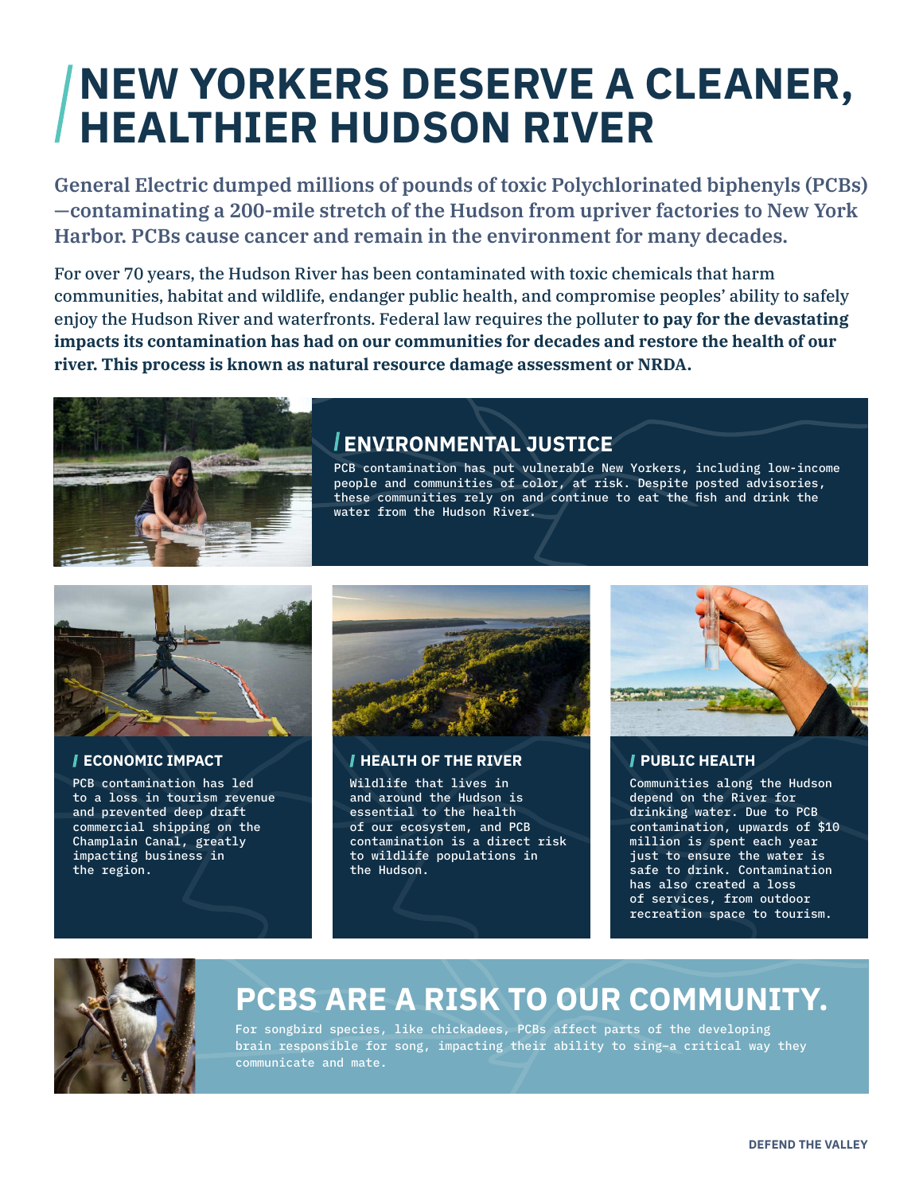# NEW YORKERS DESERVE A CLEANER, HEALTHIER HUDSON RIVER

**General Electric dumped millions of pounds of toxic Polychlorinated biphenyls (PCBs)—contaminating a 200-mile stretch of the Hudson from upriver factories to New York Harbor. PCBs cause cancer and remain in the environment for many decades.**

For over 70 years, the Hudson River has been contaminated with toxic chemicals that harm communities, habitat and wildlife, endanger public health, and compromise peoples' ability to safely enjoy the Hudson River and waterfronts. Federal law requires the polluter **to pay for the devastating impacts its contamination has had on our communities for decades and restore the health of our river. This process is known as natural resource damage assessment or NRDA.**

## ENVIRONMENTAL JUSTICE

PCB contamination has put vulnerable New Yorkers, including low-income people and communities of color, at risk. Despite posted advisories, these communities rely on and continue to eat the fish and drink the water from the Hudson River.

### ECONOMIC IMPACT

PCB contamination has led to a loss in tourism revenue and prevented deep draft commercial shipping on the Champlain Canal, greatly impacting business in the region.

### HEALTH OF THE RIVER

Wildlife that lives in and around the Hudson is essential to the health of our ecosystem, and PCB contamination is a direct risk to wildlife populations in the Hudson.

### PUBLIC HEALTH

Communities along the Hudson depend on the River for drinking water. Due to PCB contamination, upwards of $10 million is spent each year just to ensure the water is safe to drink. Contamination has also created a loss of services, from outdoor recreation space to tourism.

## PCBS ARE A RISK TO OUR COMMUNITY.

For songbird species, like chickadees, PCBs affect parts of the developing brain responsible for song, impacting their ability to sing–a critical way they communicate and mate.

DEFEND THE VALLEY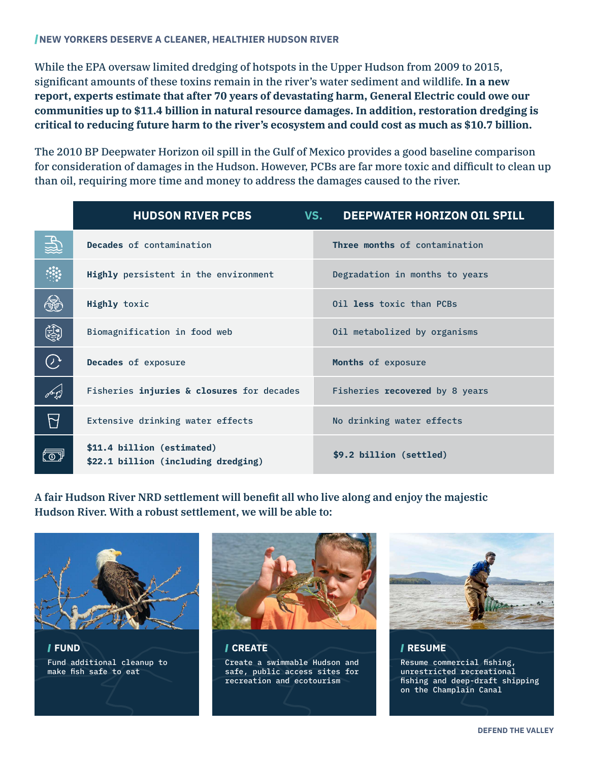## NEW YORKERS DESERVE A CLEANER, HEALTHIER HUDSON RIVER

While the EPA oversaw limited dredging of hotspots in the Upper Hudson from 2009 to 2015, significant amounts of these toxins remain in the river's water sediment and wildlife. **In a new report, experts estimate that after 70 years of devastating harm, General Electric could owe our communities up to $11.4 billion in natural resource damages. In addition, restoration dredging is critical to reducing future harm to the river's ecosystem and could cost as much as $10.7 billion.**

The 2010 BP Deepwater Horizon oil spill in the Gulf of Mexico provides a good baseline comparison for consideration of damages in the Hudson. However, PCBs are far more toxic and difficult to clean up than oil, requiring more time and money to address the damages caused to the river.

| HUDSON RIVER PCBS | VS. DEEPWATER HORIZON OIL SPILL |
|---|---|
| **Decades** of contamination | **Three months** of contamination |
| **Highly** persistent in the environment | Degradation in months to years |
| **Highly** toxic | Oil **less** toxic than PCBs |
| Biomagnification in food web | Oil metabolized by organisms |
| **Decades** of exposure | **Months** of exposure |
| Fisheries **injuries & closures** for decades | Fisheries **recovered** by 8 years |
| Extensive drinking water effects | No drinking water effects |
| **$11.4 billion (estimated)**<br>**$22.1 billion (including dredging)** | **$9.2 billion (settled)** |

**A fair Hudson River NRD settlement will benefit all who live along and enjoy the majestic Hudson River. With a robust settlement, we will be able to:**

### FUND

Fund additional cleanup to make fish safe to eat

### CREATE

Create a swimmable Hudson and safe, public access sites for recreation and ecotourism

### RESUME

Resume commercial fishing, unrestricted recreational fishing and deep-draft shipping on the Champlain Canal

DEFEND THE VALLEY